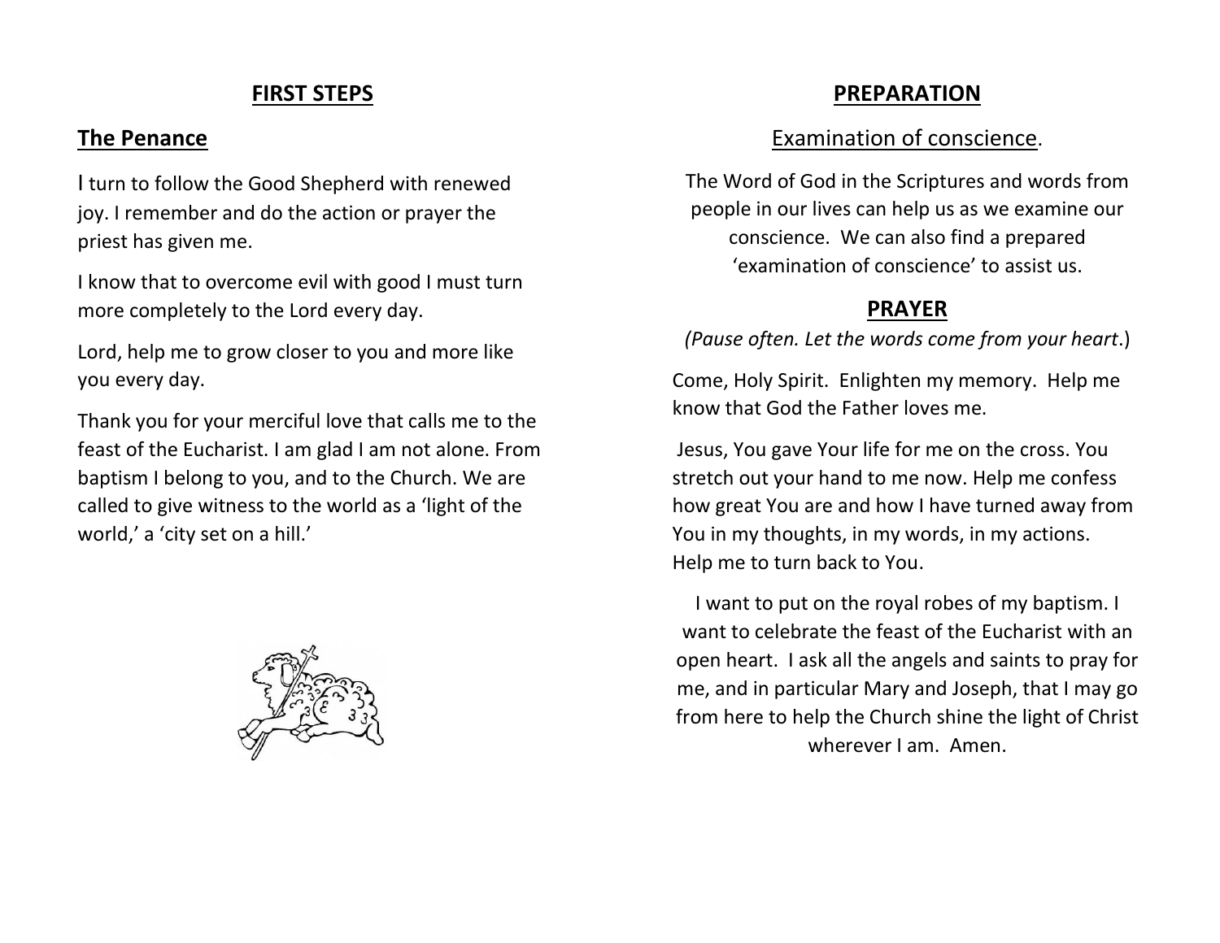## FIRST STEPS

### The Penance

I turn to follow the Good Shepherd with renewed joy. I remember and do the action or prayer the priest has given me.

I know that to overcome evil with good I must turn more completely to the Lord every day.

Lord, help me to grow closer to you and more like you every day.

Thank you for your merciful love that calls me to the feast of the Eucharist. I am glad I am not alone. From baptism I belong to you, and to the Church. We are called to give witness to the world as a 'light of the world,' a 'city set on a hill.'

## PREPARATION

### Examination of conscience.

The Word of God in the Scriptures and words from people in our lives can help us as we examine our conscience. We can also find a prepared 'examination of conscience' to assist us.

### PRAYER

*(Pause often. Let the words come from your heart.)*

Come, Holy Spirit. Enlighten my memory. Help me know that God the Father loves me.

Jesus, You gave Your life for me on the cross. You stretch out your hand to me now. Help me confess how great You are and how I have turned away from You in my thoughts, in my words, in my actions. Help me to turn back to You.

I want to put on the royal robes of my baptism. I want to celebrate the feast of the Eucharist with an open heart. I ask all the angels and saints to pray for me, and in particular Mary and Joseph, that I may go from here to help the Church shine the light of Christ wherever I am. Amen.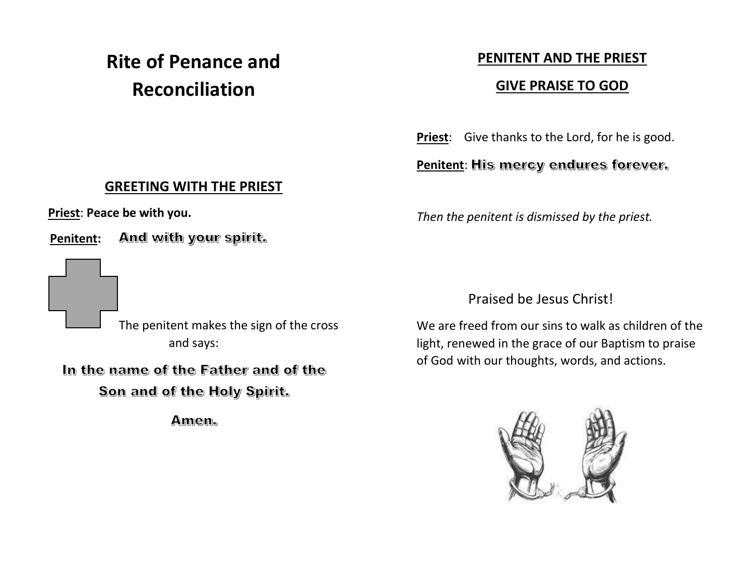# Rite of Penance and Reconciliation

## GREETING WITH THE PRIEST

**Priest**: **Peace be with you.**

**Penitent:** **And with your spirit.**

The penitent makes the sign of the cross and says:

**In the name of the Father and of the Son and of the Holy Spirit.**

**Amen.**

## PENITENT AND THE PRIEST GIVE PRAISE TO GOD

**Priest**: Give thanks to the Lord, for he is good.

**Penitent**: **His mercy endures forever.**

*Then the penitent is dismissed by the priest.*

Praised be Jesus Christ!

We are freed from our sins to walk as children of the light, renewed in the grace of our Baptism to praise of God with our thoughts, words, and actions.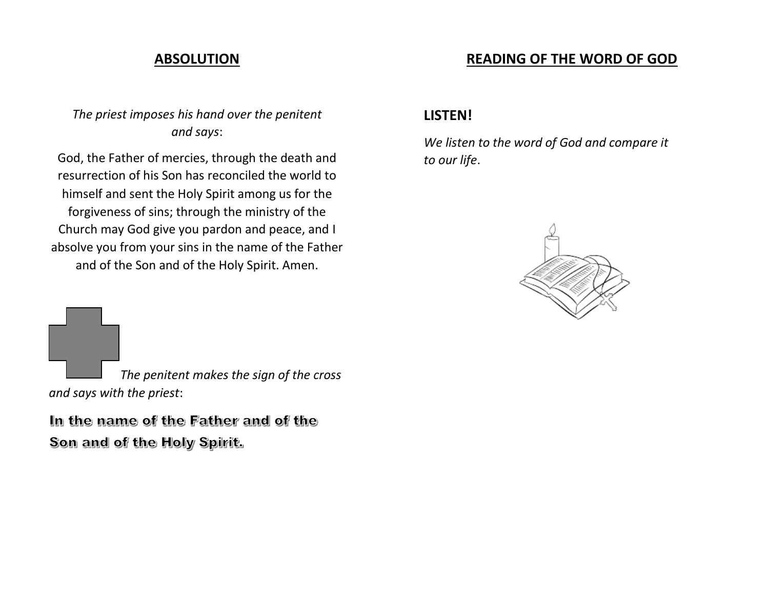## ABSOLUTION

*The priest imposes his hand over the penitent and says*:

God, the Father of mercies, through the death and resurrection of his Son has reconciled the world to himself and sent the Holy Spirit among us for the forgiveness of sins; through the ministry of the Church may God give you pardon and peace, and I absolve you from your sins in the name of the Father and of the Son and of the Holy Spirit. Amen.

*The penitent makes the sign of the cross and says with the priest*:

**In the name of the Father and of the Son and of the Holy Spirit.**

## READING OF THE WORD OF GOD

### LISTEN!

*We listen to the word of God and compare it to our life*.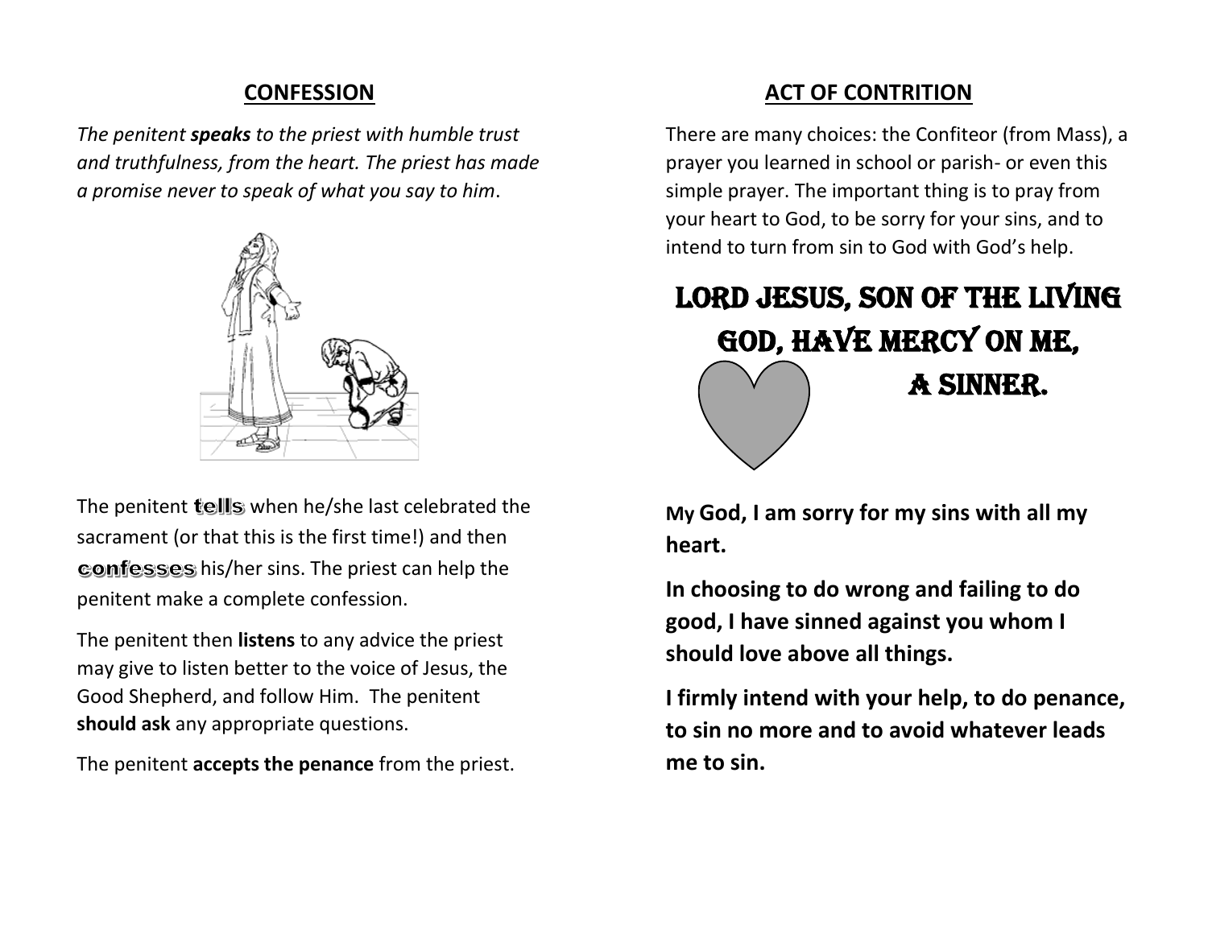## CONFESSION

*The penitent* ***speaks*** *to the priest with humble trust and truthfulness, from the heart. The priest has made a promise never to speak of what you say to him*.

The penitent **tells** when he/she last celebrated the sacrament (or that this is the first time!) and then **confesses** his/her sins. The priest can help the penitent make a complete confession.

The penitent then **listens** to any advice the priest may give to listen better to the voice of Jesus, the Good Shepherd, and follow Him. The penitent **should ask** any appropriate questions.

The penitent **accepts the penance** from the priest.

## ACT OF CONTRITION

There are many choices: the Confiteor (from Mass), a prayer you learned in school or parish- or even this simple prayer. The important thing is to pray from your heart to God, to be sorry for your sins, and to intend to turn from sin to God with God's help.

**LORD JESUS, SON OF THE LIVING GOD, HAVE MERCY ON ME, A SINNER.**

**My God, I am sorry for my sins with all my heart.**

**In choosing to do wrong and failing to do good, I have sinned against you whom I should love above all things.**

**I firmly intend with your help, to do penance, to sin no more and to avoid whatever leads me to sin.**